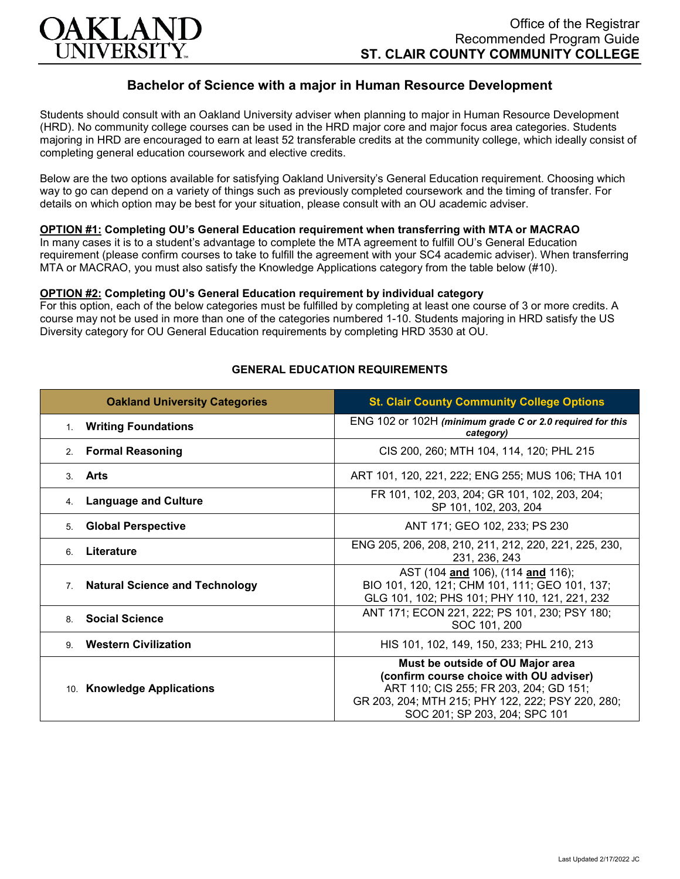OAKLAND UNIVERSITY

Office of the Registrar
Recommended Program Guide
**ST. CLAIR COUNTY COMMUNITY COLLEGE**

# Bachelor of Science with a major in Human Resource Development

Students should consult with an Oakland University adviser when planning to major in Human Resource Development (HRD). No community college courses can be used in the HRD major core and major focus area categories. Students majoring in HRD are encouraged to earn at least 52 transferable credits at the community college, which ideally consist of completing general education coursework and elective credits.

Below are the two options available for satisfying Oakland University's General Education requirement. Choosing which way to go can depend on a variety of things such as previously completed coursework and the timing of transfer. For details on which option may be best for your situation, please consult with an OU academic adviser.

**OPTION #1: Completing OU's General Education requirement when transferring with MTA or MACRAO**
In many cases it is to a student's advantage to complete the MTA agreement to fulfill OU's General Education requirement (please confirm courses to take to fulfill the agreement with your SC4 academic adviser). When transferring MTA or MACRAO, you must also satisfy the Knowledge Applications category from the table below (#10).

**OPTION #2: Completing OU's General Education requirement by individual category**
For this option, each of the below categories must be fulfilled by completing at least one course of 3 or more credits. A course may not be used in more than one of the categories numbered 1-10. Students majoring in HRD satisfy the US Diversity category for OU General Education requirements by completing HRD 3530 at OU.

## GENERAL EDUCATION REQUIREMENTS

| Oakland University Categories | St. Clair County Community College Options |
|---|---|
| 1. **Writing Foundations** | ENG 102 or 102H ***(minimum grade C or 2.0 required for this category)*** |
| 2. **Formal Reasoning** | CIS 200, 260; MTH 104, 114, 120; PHL 215 |
| 3. **Arts** | ART 101, 120, 221, 222; ENG 255; MUS 106; THA 101 |
| 4. **Language and Culture** | FR 101, 102, 203, 204; GR 101, 102, 203, 204; SP 101, 102, 203, 204 |
| 5. **Global Perspective** | ANT 171; GEO 102, 233; PS 230 |
| 6. **Literature** | ENG 205, 206, 208, 210, 211, 212, 220, 221, 225, 230, 231, 236, 243 |
| 7. **Natural Science and Technology** | AST (104 **and** 106), (114 **and** 116); BIO 101, 120, 121; CHM 101, 111; GEO 101, 137; GLG 101, 102; PHS 101; PHY 110, 121, 221, 232 |
| 8. **Social Science** | ANT 171; ECON 221, 222; PS 101, 230; PSY 180; SOC 101, 200 |
| 9. **Western Civilization** | HIS 101, 102, 149, 150, 233; PHL 210, 213 |
| 10. **Knowledge Applications** | **Must be outside of OU Major area (confirm course choice with OU adviser)** ART 110; CIS 255; FR 203, 204; GD 151; GR 203, 204; MTH 215; PHY 122, 222; PSY 220, 280; SOC 201; SP 203, 204; SPC 101 |

Last Updated 2/17/2022 JC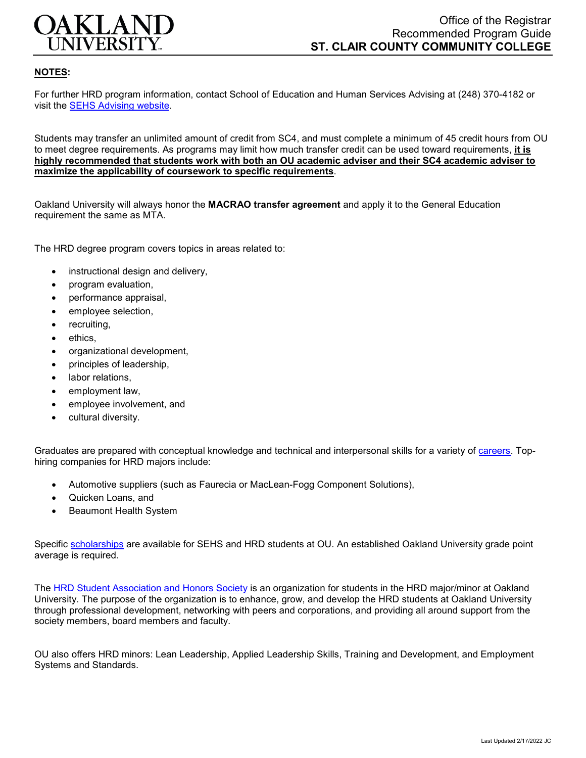**NOTES:**

For further HRD program information, contact School of Education and Human Services Advising at (248) 370-4182 or visit the SEHS Advising website.

Students may transfer an unlimited amount of credit from SC4, and must complete a minimum of 45 credit hours from OU to meet degree requirements. As programs may limit how much transfer credit can be used toward requirements, **it is highly recommended that students work with both an OU academic adviser and their SC4 academic adviser to maximize the applicability of coursework to specific requirements**.

Oakland University will always honor the **MACRAO transfer agreement** and apply it to the General Education requirement the same as MTA.

The HRD degree program covers topics in areas related to:

- instructional design and delivery,
- program evaluation,
- performance appraisal,
- employee selection,
- recruiting,
- ethics,
- organizational development,
- principles of leadership,
- labor relations,
- employment law,
- employee involvement, and
- cultural diversity.

Graduates are prepared with conceptual knowledge and technical and interpersonal skills for a variety of careers. Top-hiring companies for HRD majors include:

- Automotive suppliers (such as Faurecia or MacLean-Fogg Component Solutions),
- Quicken Loans, and
- Beaumont Health System

Specific scholarships are available for SEHS and HRD students at OU. An established Oakland University grade point average is required.

The HRD Student Association and Honors Society is an organization for students in the HRD major/minor at Oakland University. The purpose of the organization is to enhance, grow, and develop the HRD students at Oakland University through professional development, networking with peers and corporations, and providing all around support from the society members, board members and faculty.

OU also offers HRD minors: Lean Leadership, Applied Leadership Skills, Training and Development, and Employment Systems and Standards.